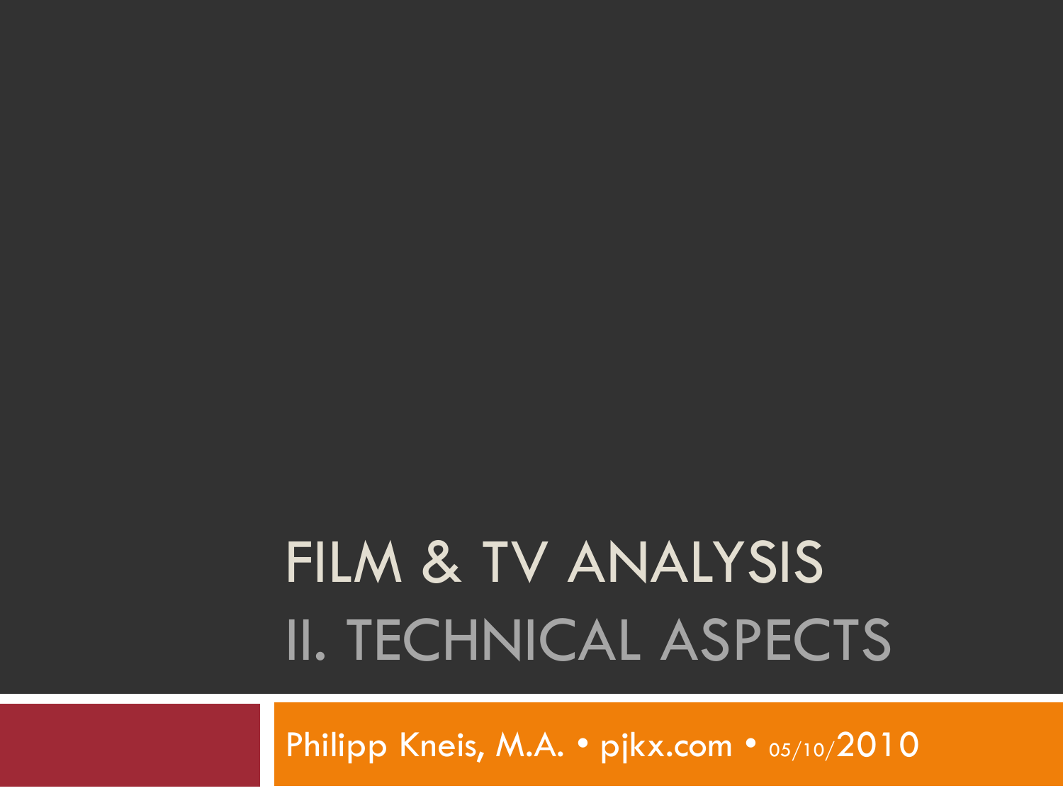# FILM & TV ANALYSIS

## II. TECHNICAL ASPECTS

Philipp Kneis, M.A. • pjkx.com • 05/10/2010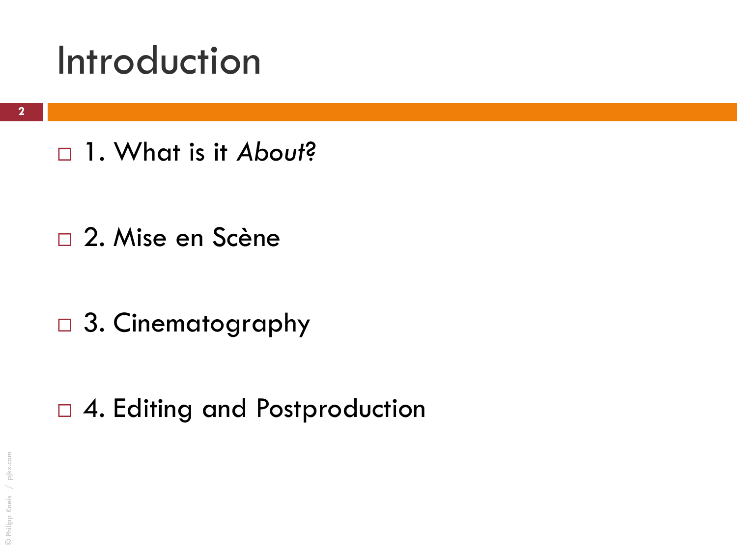# Introduction

- 1. What is it *About*?

- 2. Mise en Scène

- 3. Cinematography

- 4. Editing and Postproduction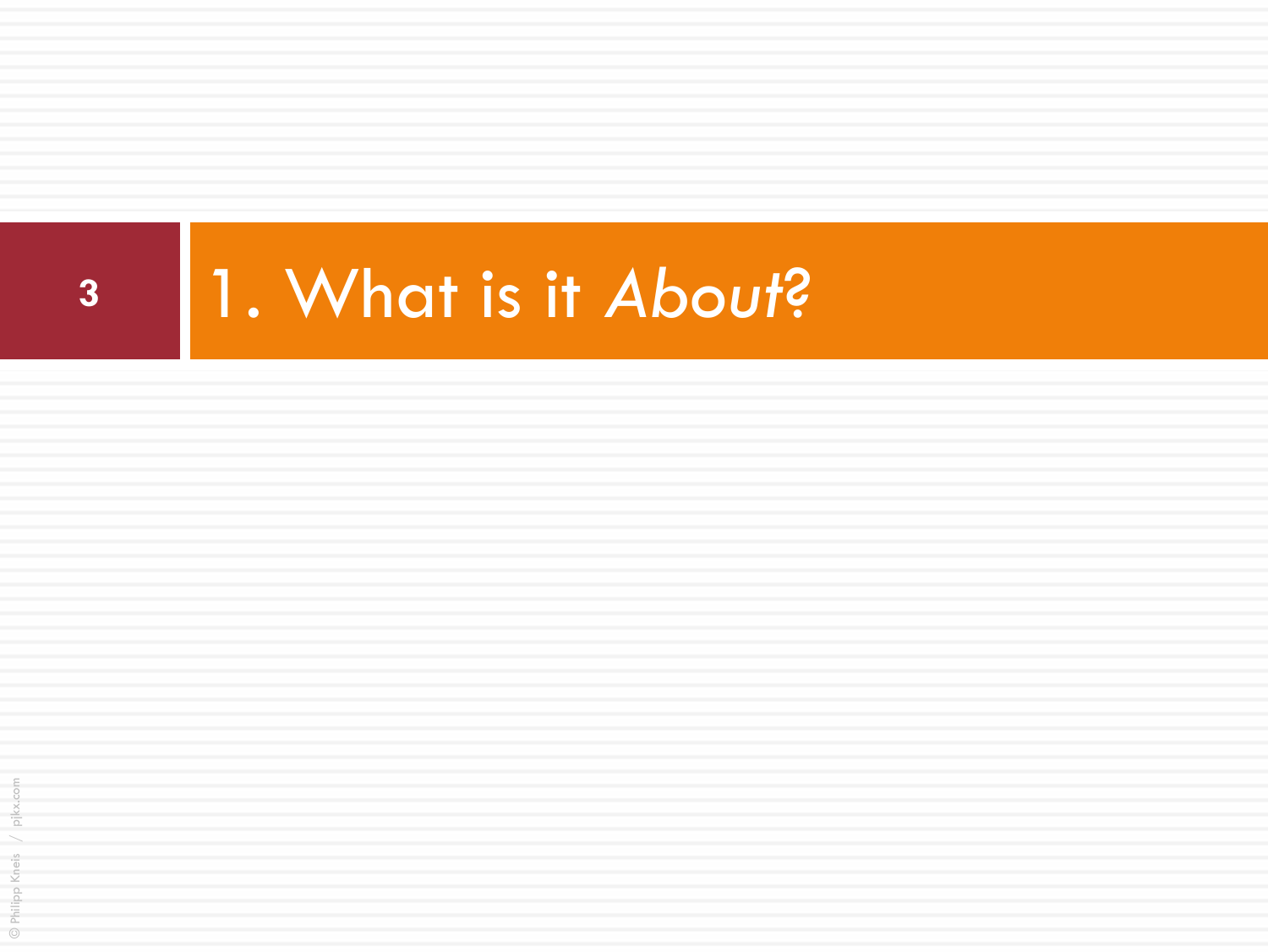# 1. What is it *About?*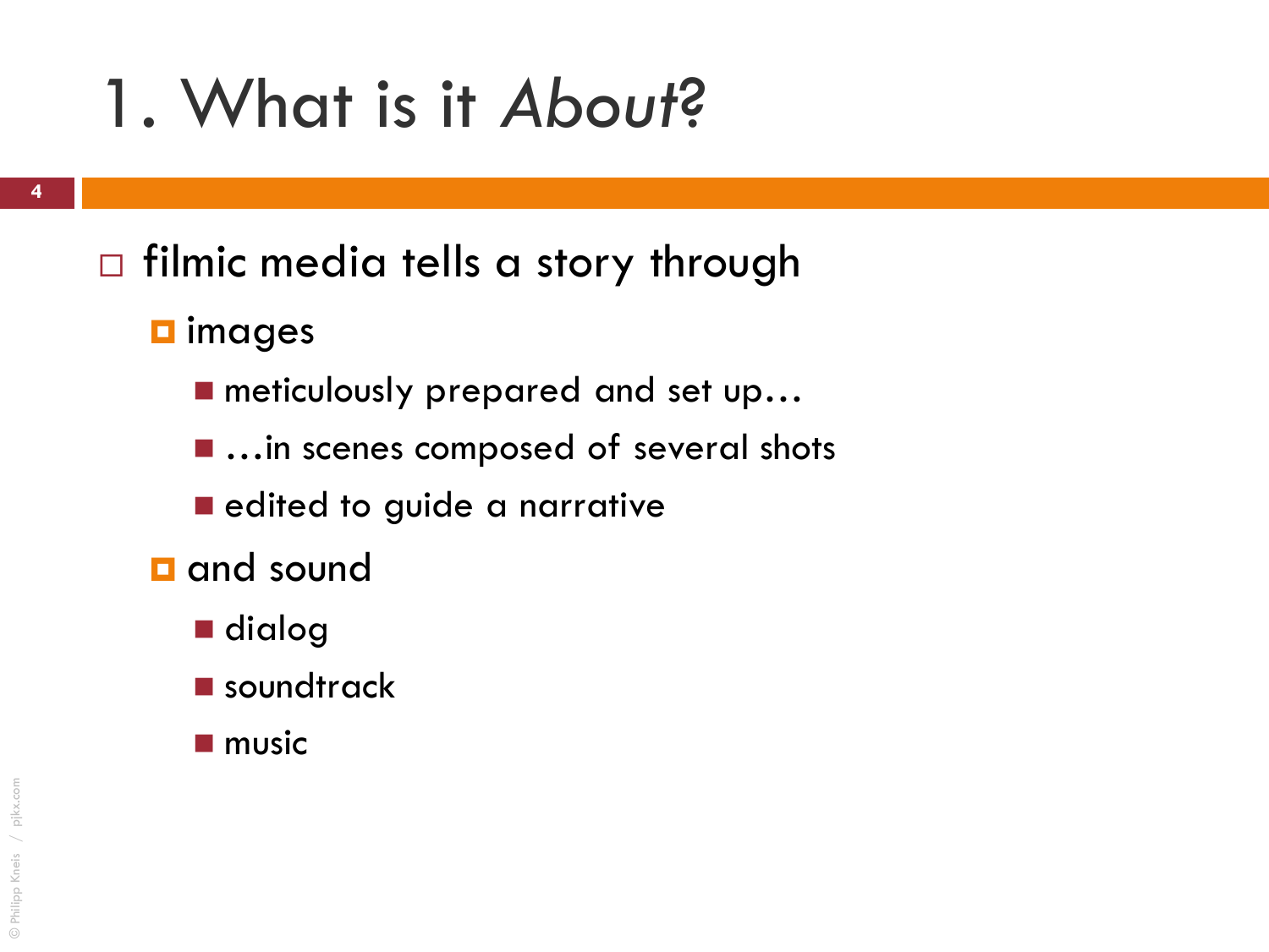# 1. What is it *About*?

- filmic media tells a story through
  - images
    - meticulously prepared and set up…
    - …in scenes composed of several shots
    - edited to guide a narrative
  - and sound
    - dialog
    - soundtrack
    - music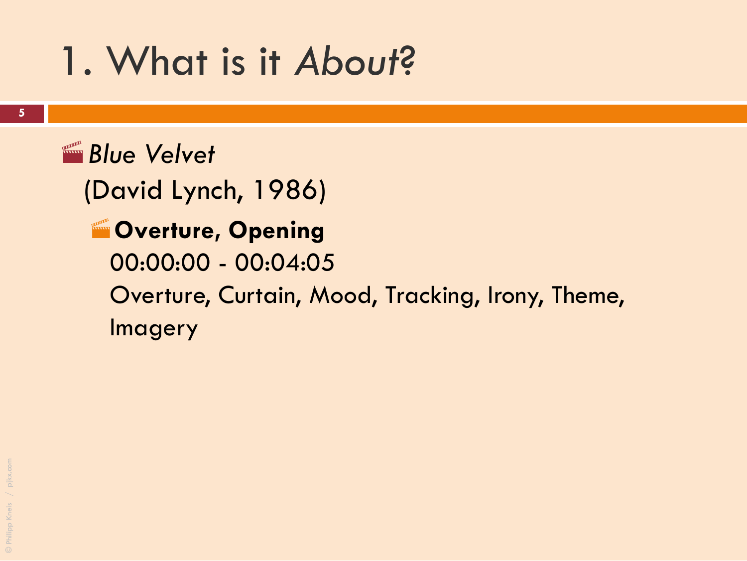# 1. What is it *About*?

- *Blue Velvet*
  (David Lynch, 1986)
  - **Overture, Opening**
    00:00:00 - 00:04:05
    Overture, Curtain, Mood, Tracking, Irony, Theme, Imagery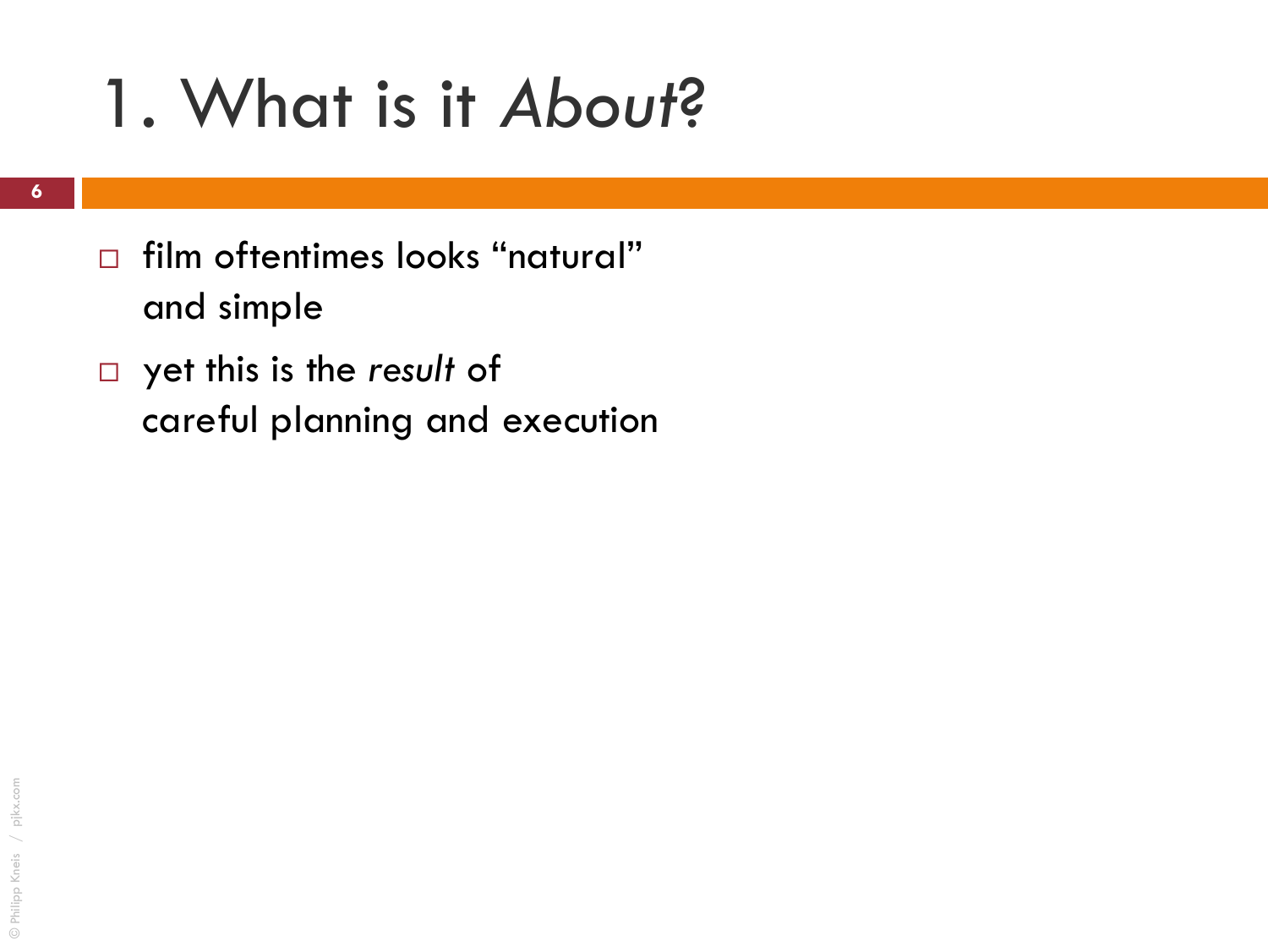# 1. What is it *About*?

- film oftentimes looks "natural" and simple
- yet this is the *result* of careful planning and execution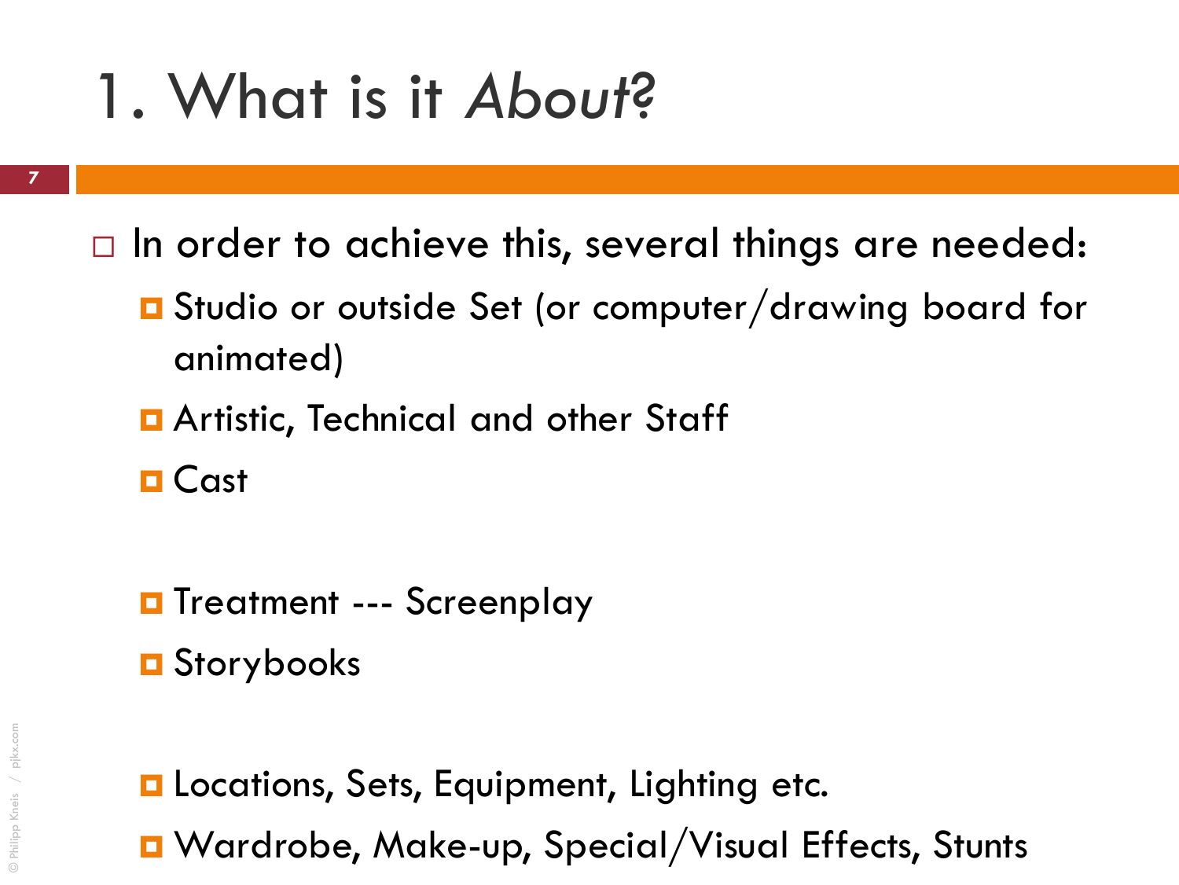# 1. What is it *About*?

- In order to achieve this, several things are needed:
  - Studio or outside Set (or computer/drawing board for animated)
  - Artistic, Technical and other Staff
  - Cast

  - Treatment --- Screenplay
  - Storybooks

  - Locations, Sets, Equipment, Lighting etc.
  - Wardrobe, Make-up, Special/Visual Effects, Stunts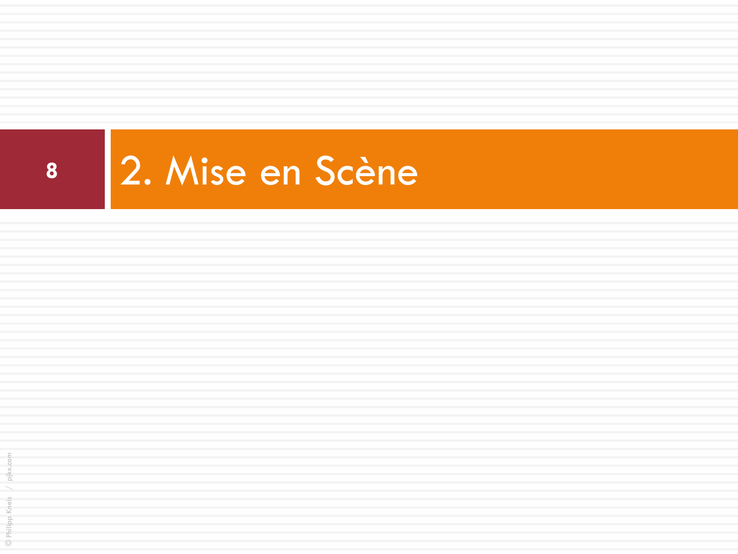# 2. Mise en Scène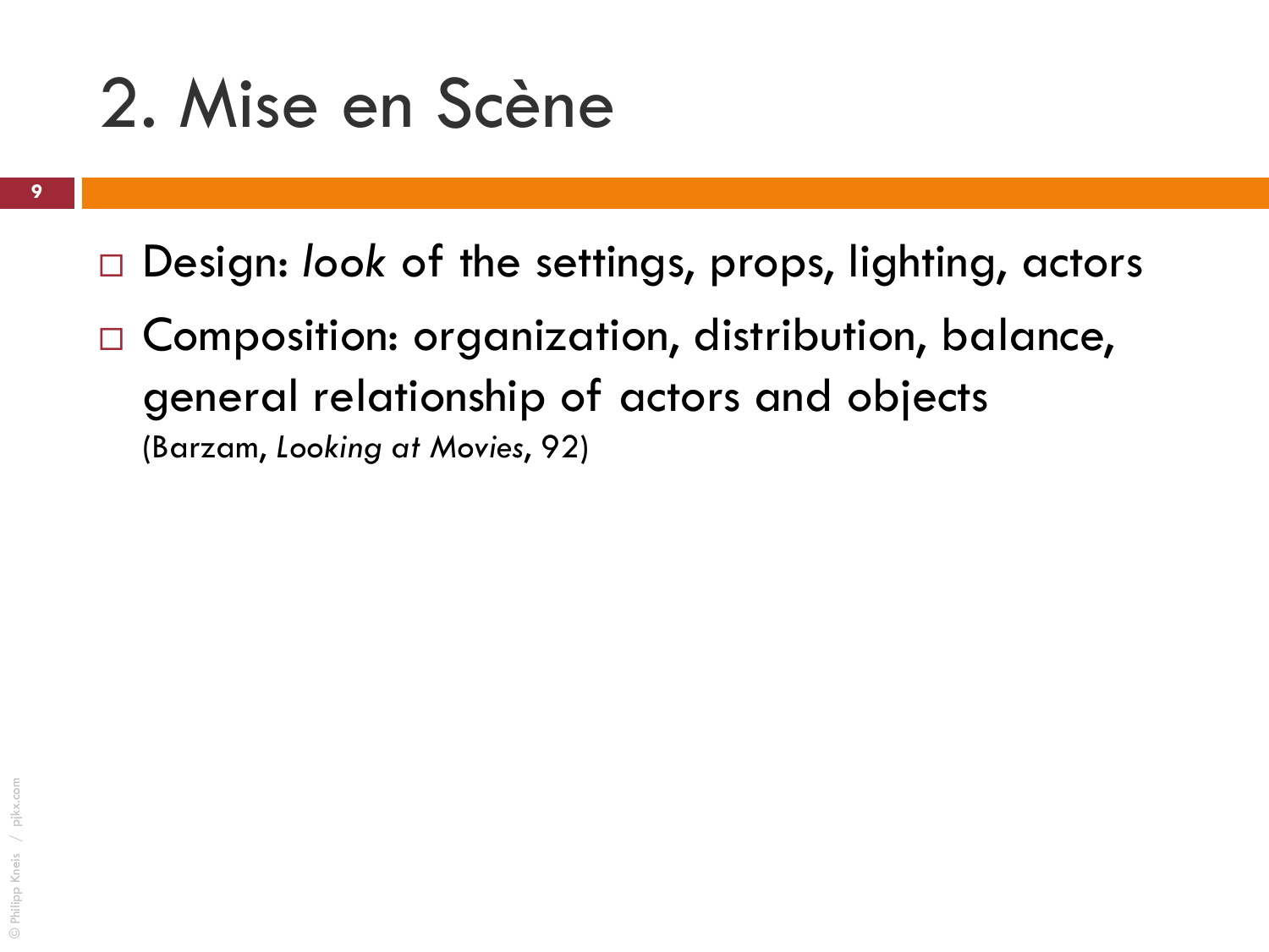# 2. Mise en Scène

- Design: *look* of the settings, props, lighting, actors
- Composition: organization, distribution, balance, general relationship of actors and objects
  (Barzam, *Looking at Movies*, 92)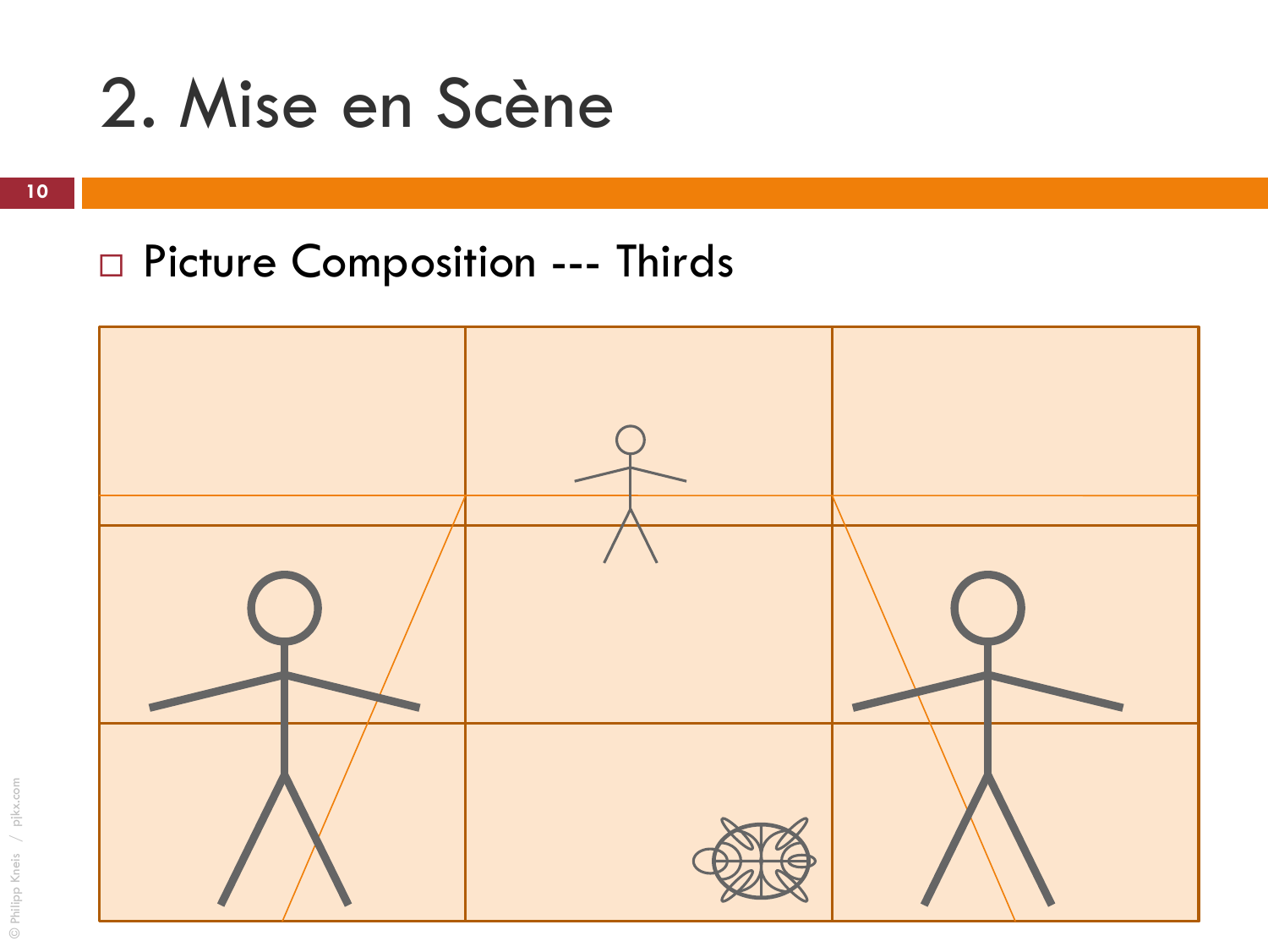# 2. Mise en Scène

- Picture Composition --- Thirds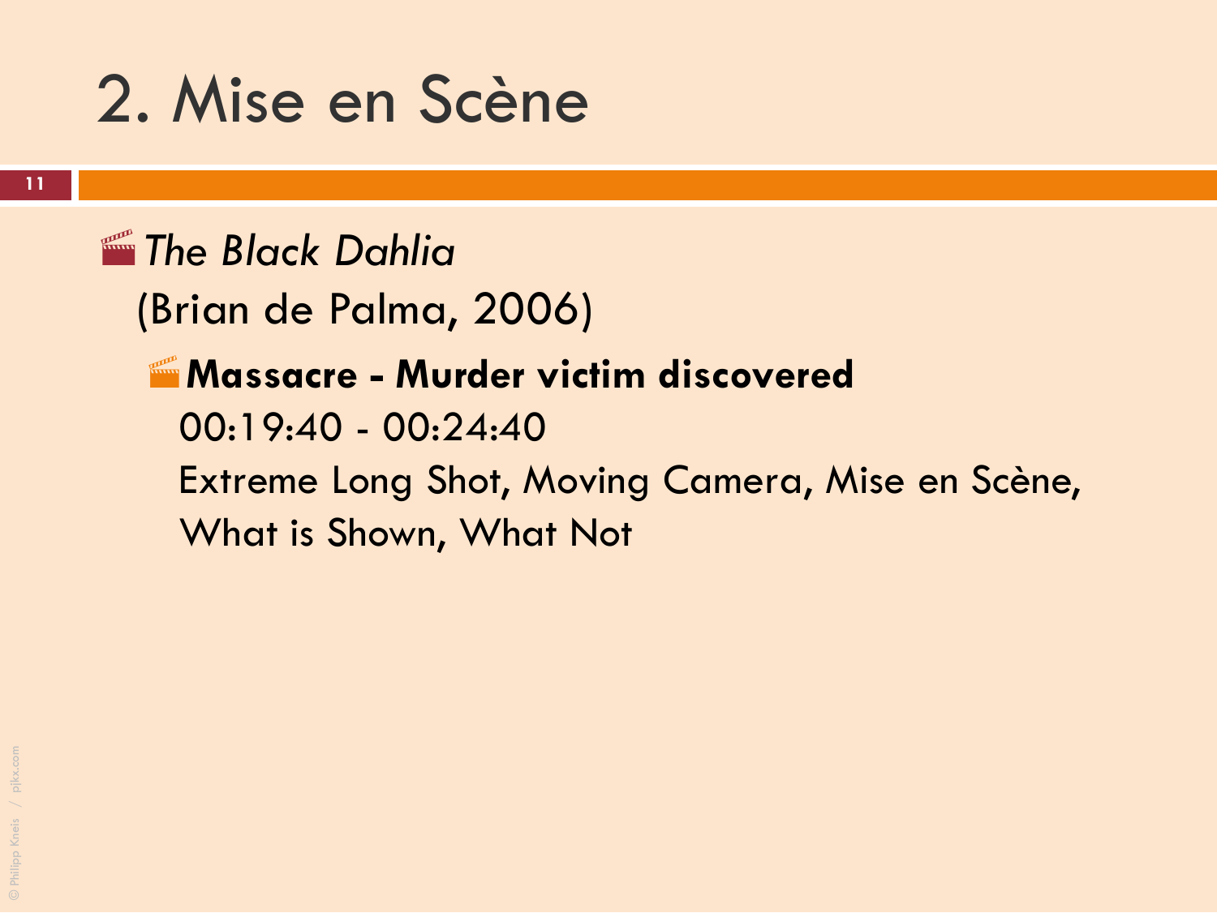# 2. Mise en Scène

- *The Black Dahlia*
  (Brian de Palma, 2006)
  - **Massacre - Murder victim discovered**
    00:19:40 - 00:24:40
    Extreme Long Shot, Moving Camera, Mise en Scène, What is Shown, What Not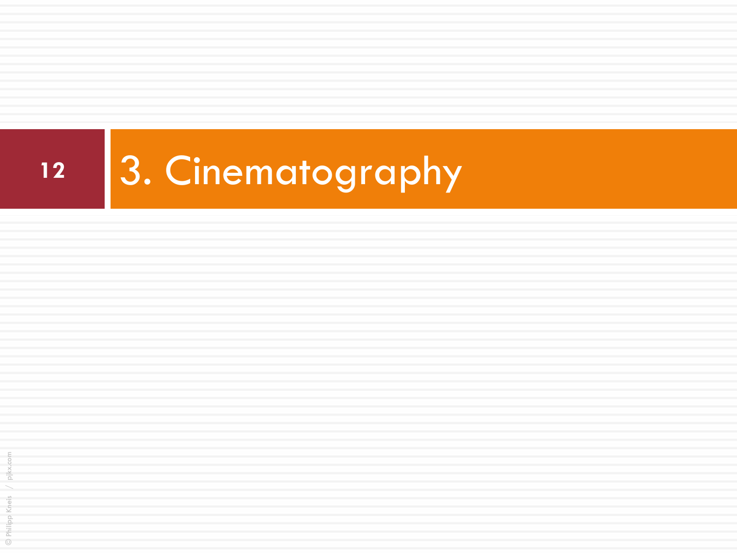# 3. Cinematography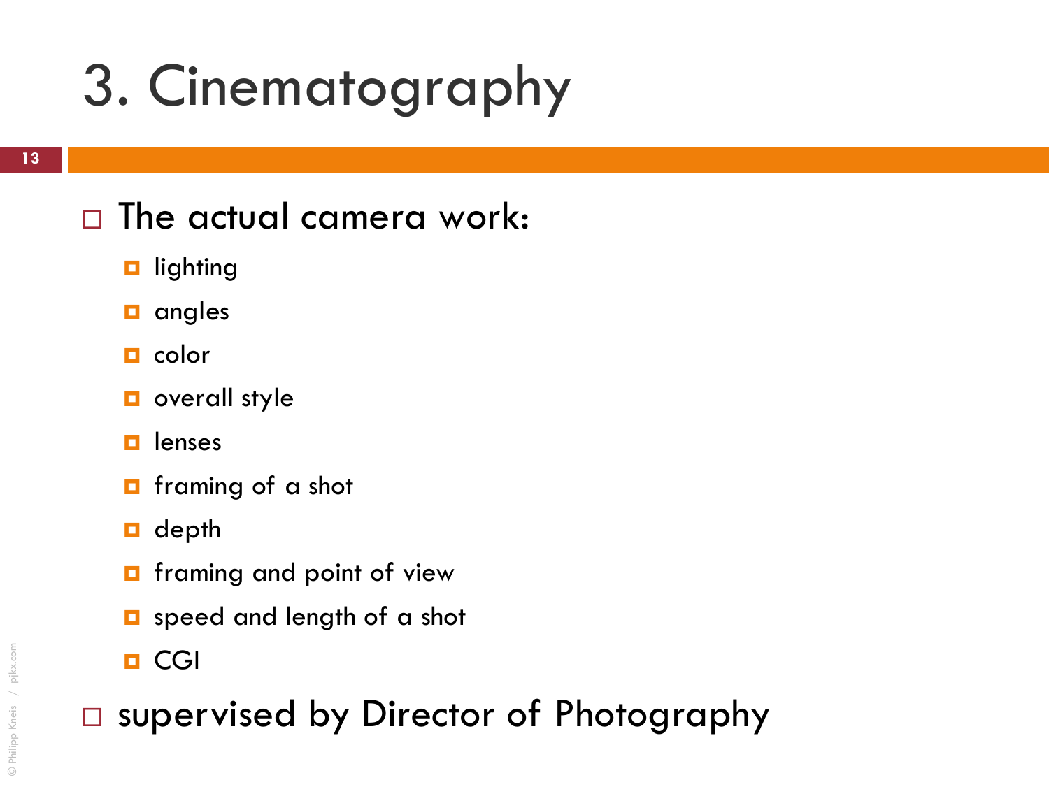# 3. Cinematography

- The actual camera work:
  - lighting
  - angles
  - color
  - overall style
  - lenses
  - framing of a shot
  - depth
  - framing and point of view
  - speed and length of a shot
  - CGI
- supervised by Director of Photography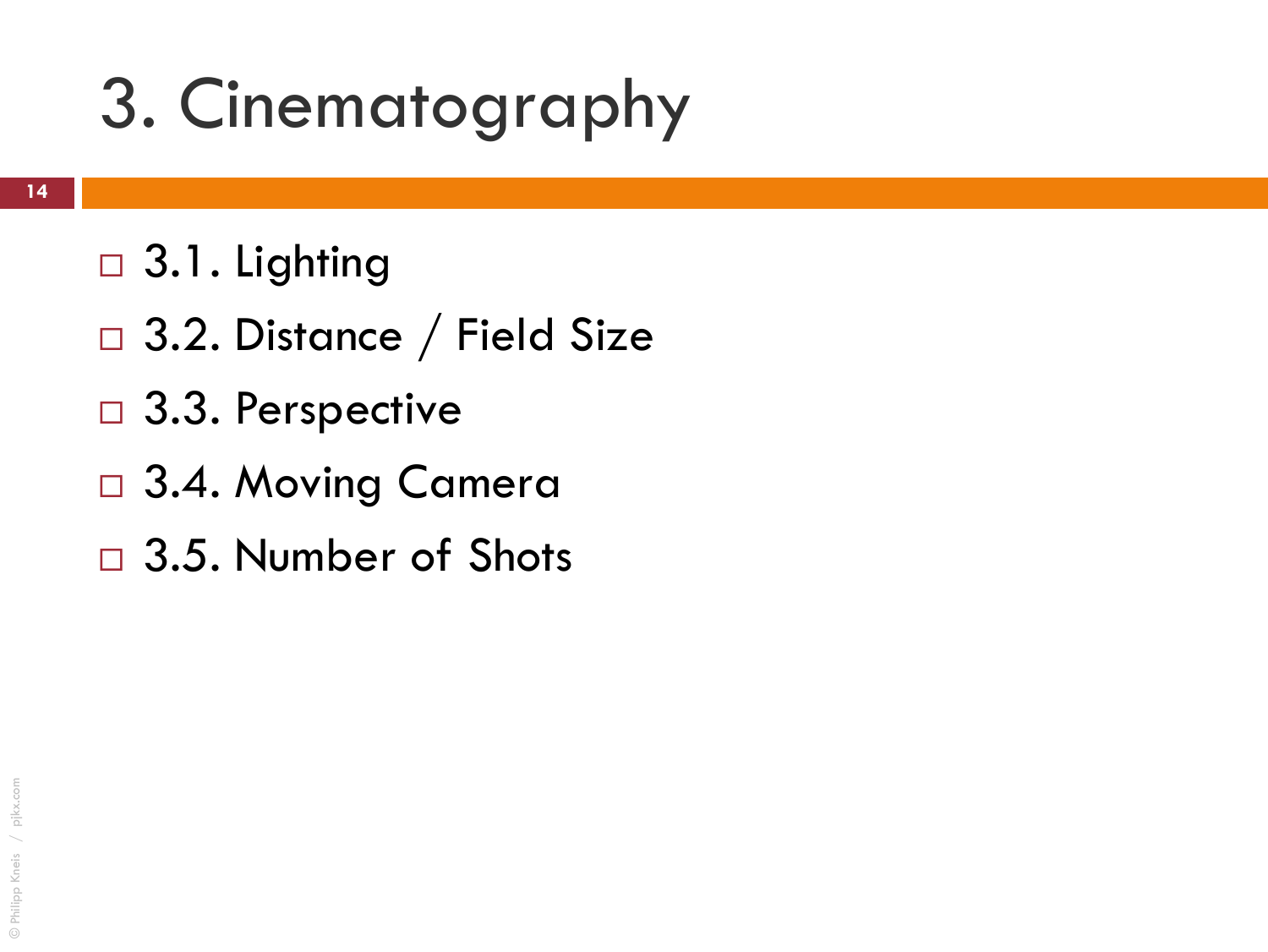# 3. Cinematography

- 3.1. Lighting
- 3.2. Distance / Field Size
- 3.3. Perspective
- 3.4. Moving Camera
- 3.5. Number of Shots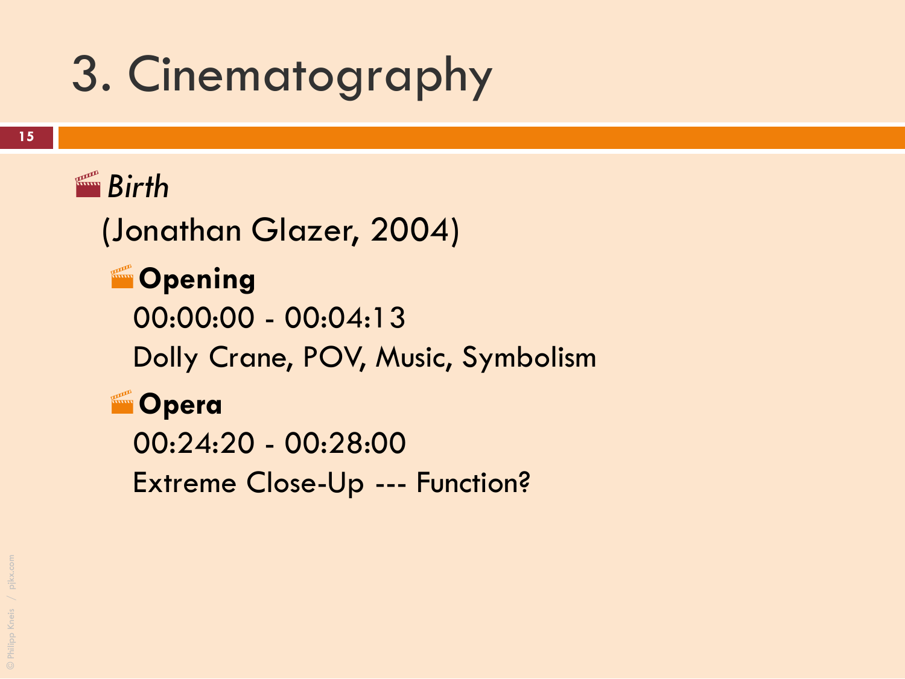# 3. Cinematography

- *Birth* (Jonathan Glazer, 2004)
  - **Opening**
    00:00:00 - 00:04:13
    Dolly Crane, POV, Music, Symbolism
  - **Opera**
    00:24:20 - 00:28:00
    Extreme Close-Up --- Function?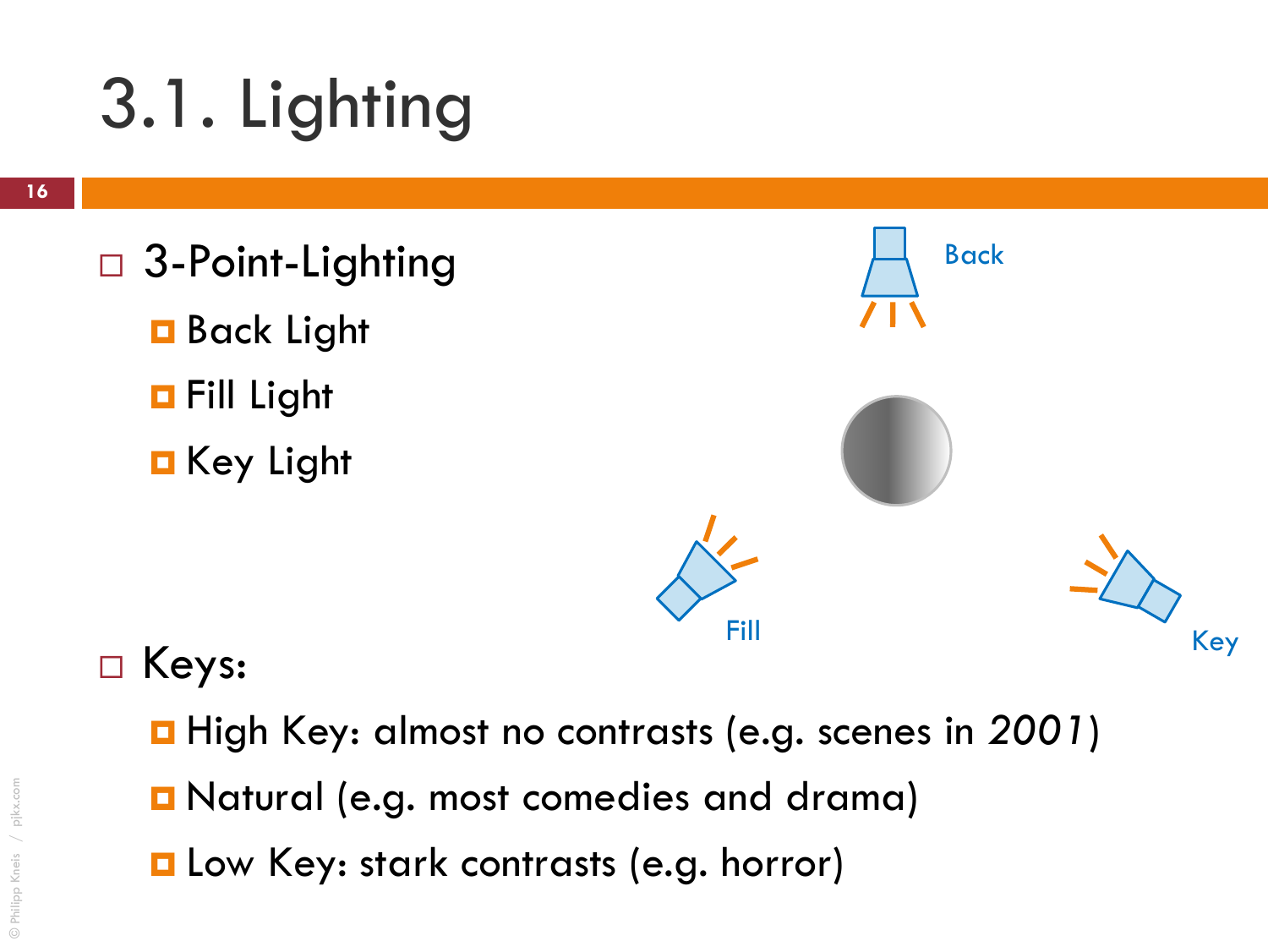# 3.1. Lighting

- 3-Point-Lighting
  - Back Light
  - Fill Light
  - Key Light

Back

Fill

Key

- Keys:
  - High Key: almost no contrasts (e.g. scenes in *2001*)
  - Natural (e.g. most comedies and drama)
  - Low Key: stark contrasts (e.g. horror)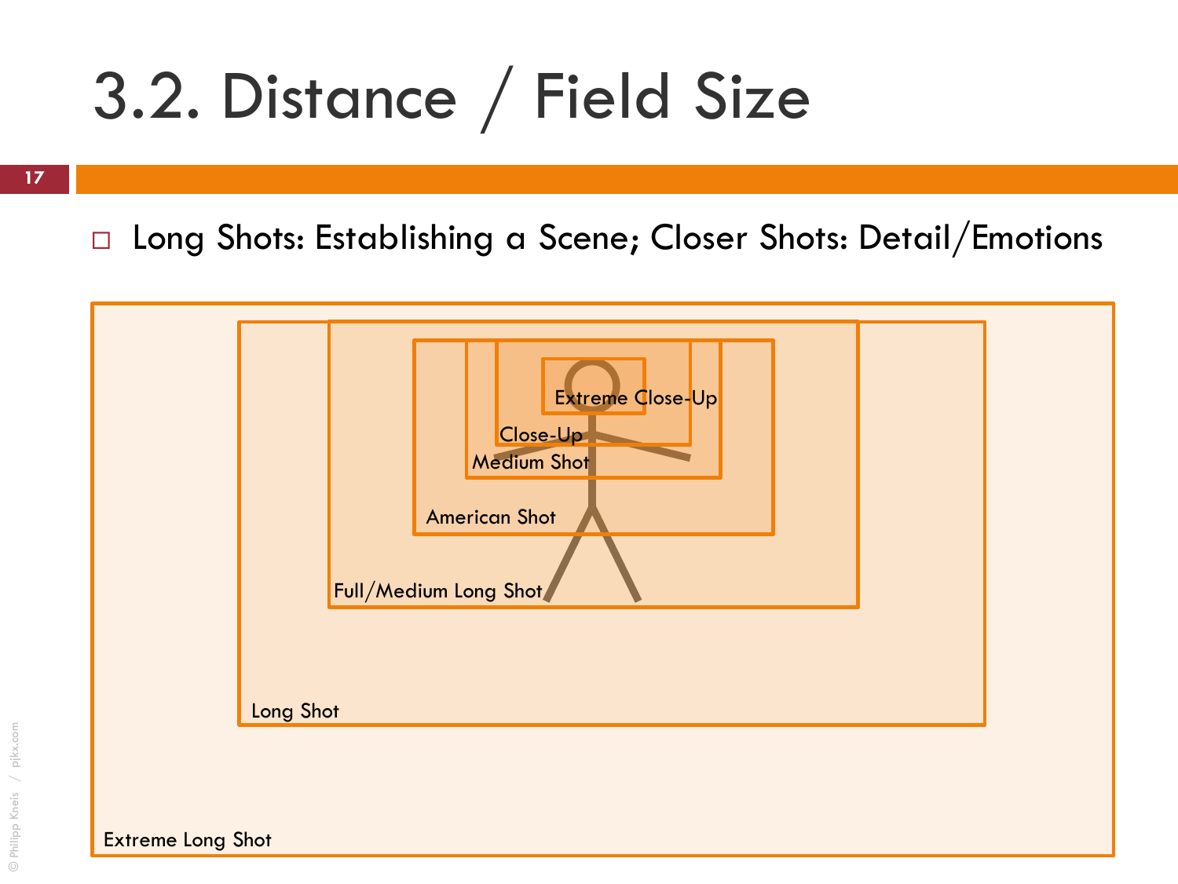# 3.2. Distance / Field Size

- Long Shots: Establishing a Scene; Closer Shots: Detail/Emotions

Extreme Close-Up

Close-Up

Medium Shot

American Shot

Full/Medium Long Shot

Long Shot

Extreme Long Shot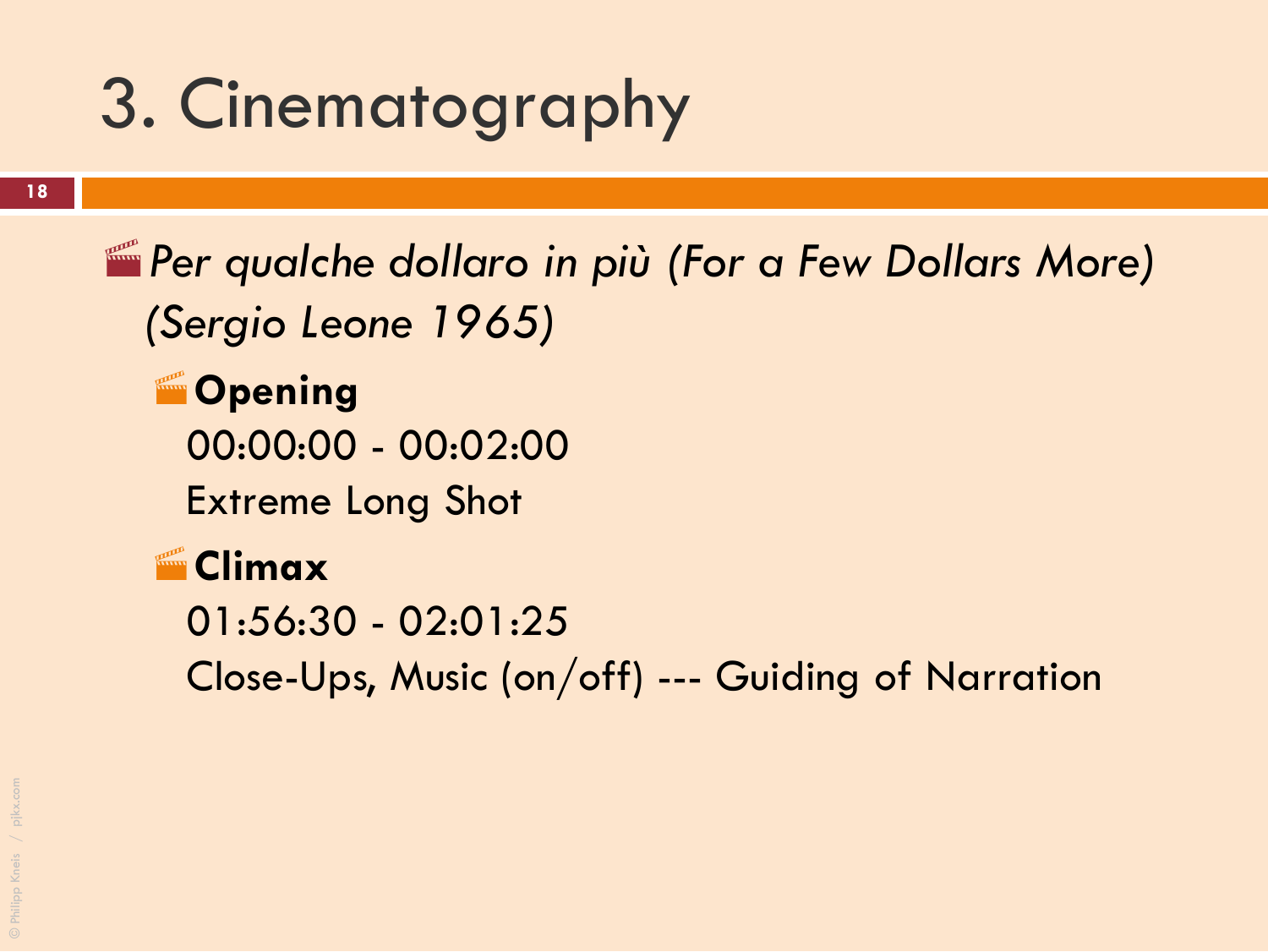# 3. Cinematography

- *Per qualche dollaro in più (For a Few Dollars More) (Sergio Leone 1965)*
  - **Opening**
    00:00:00 - 00:02:00
    Extreme Long Shot
  - **Climax**
    01:56:30 - 02:01:25
    Close-Ups, Music (on/off) --- Guiding of Narration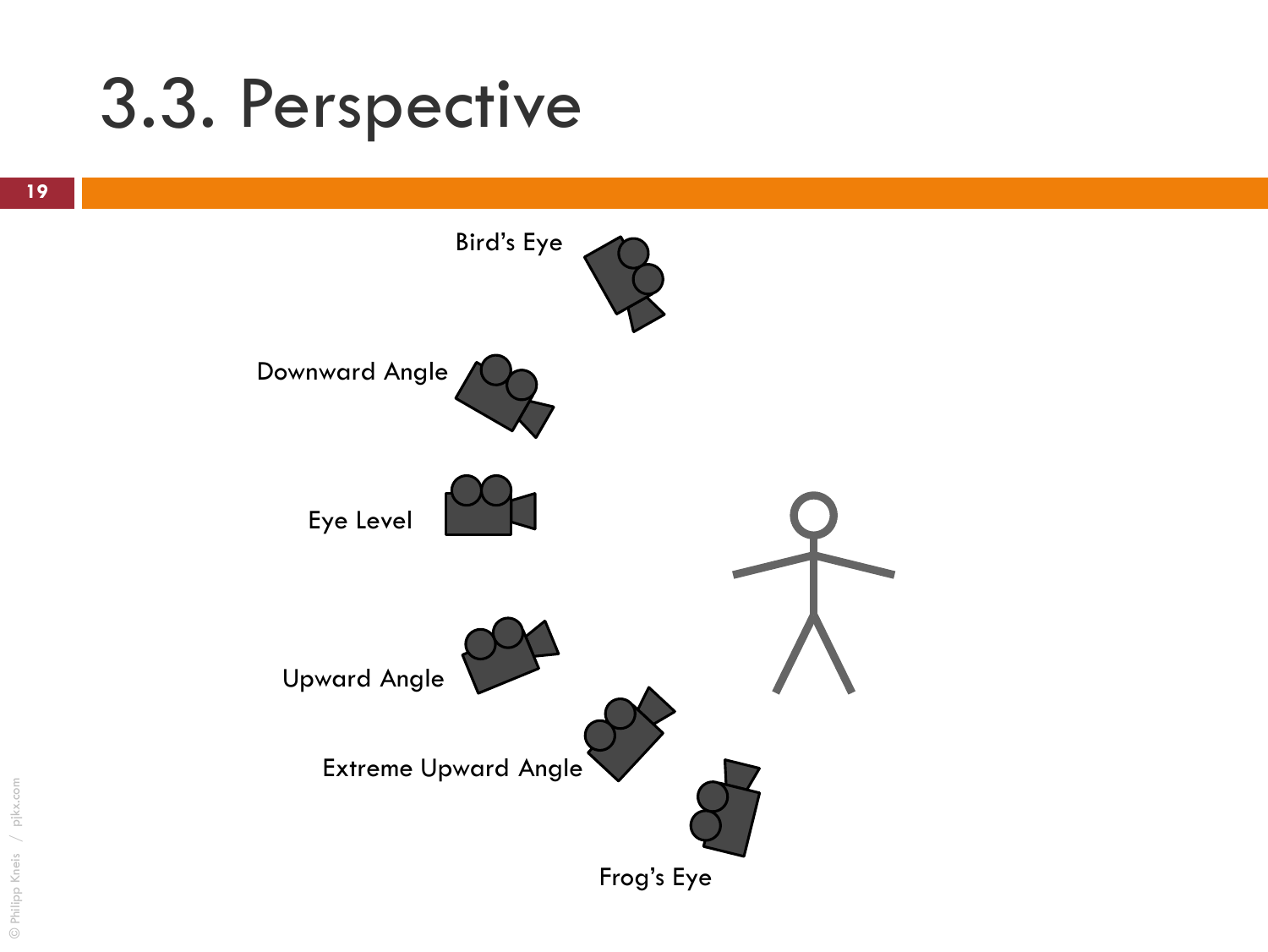# 3.3. Perspective

Bird's Eye

Downward Angle

Eye Level

Upward Angle

Extreme Upward Angle

Frog's Eye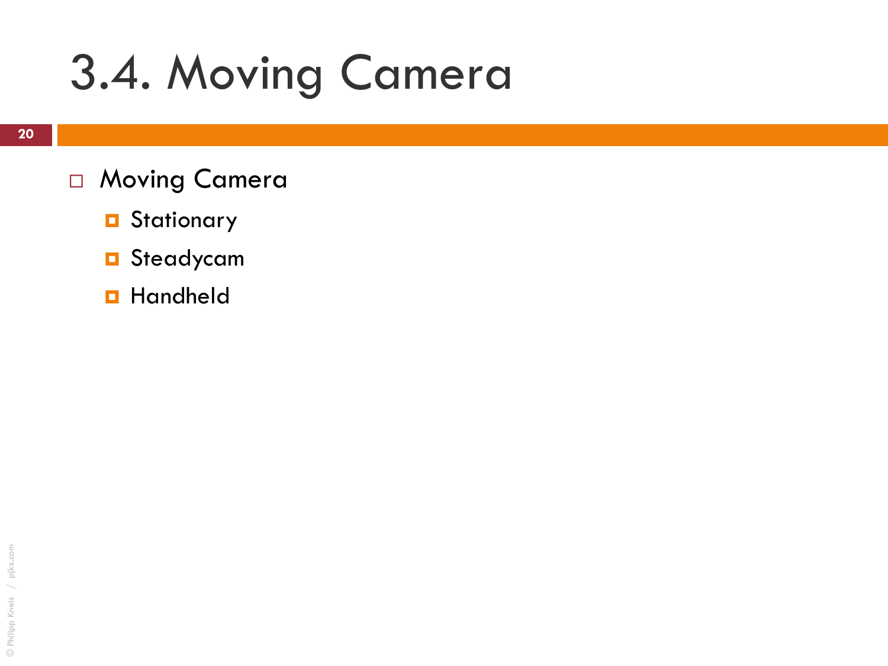# 3.4. Moving Camera

- Moving Camera
  - Stationary
  - Steadycam
  - Handheld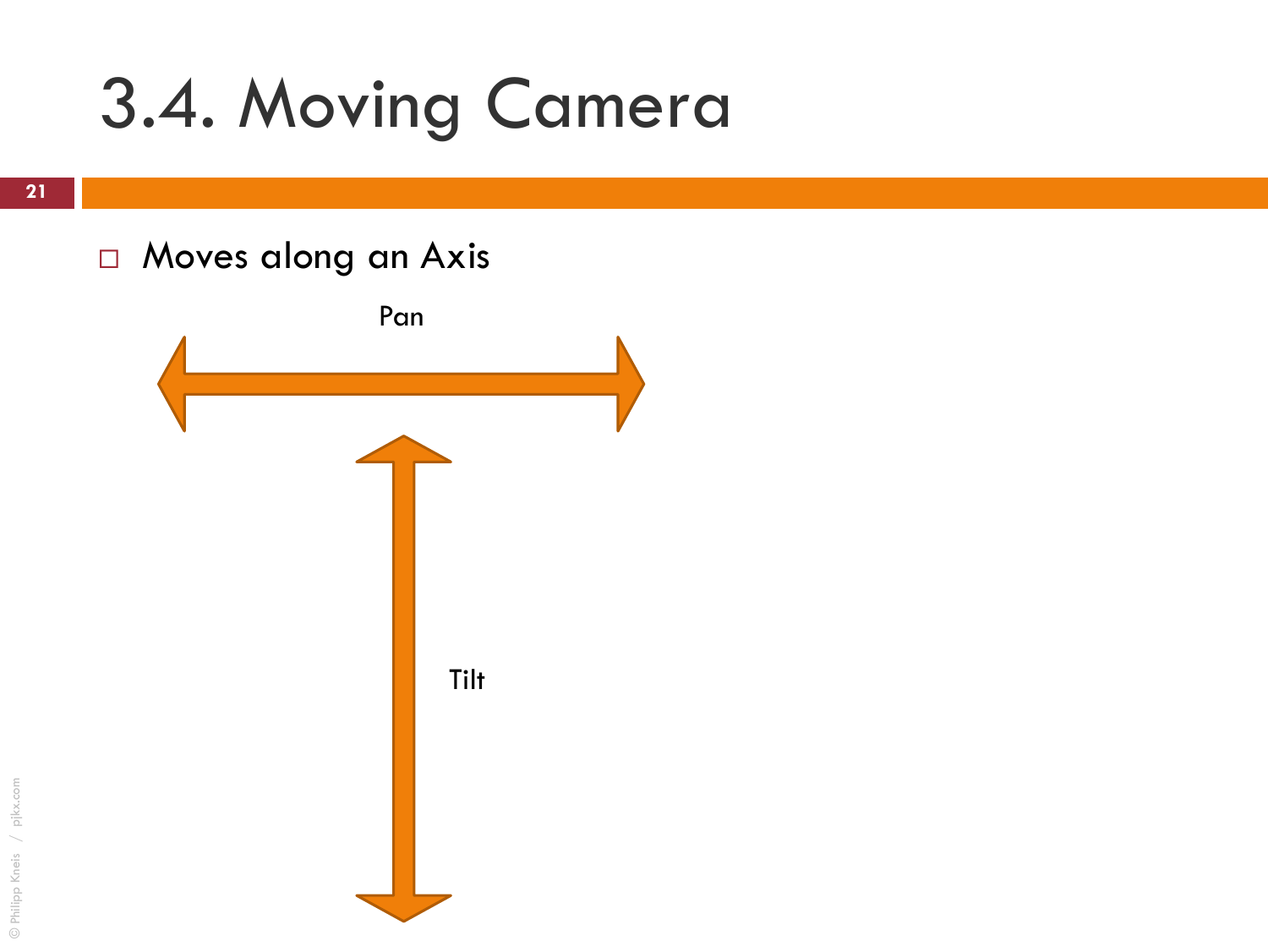# 3.4. Moving Camera

- Moves along an Axis

Pan

Tilt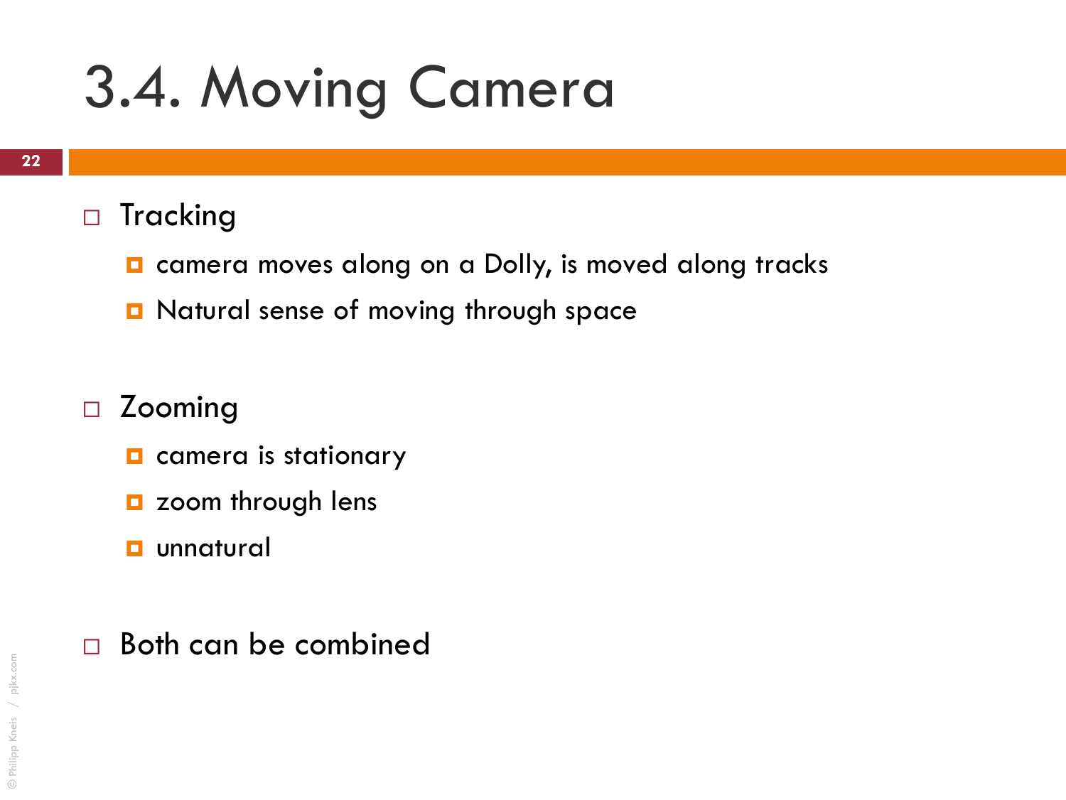# 3.4. Moving Camera

- Tracking
  - camera moves along on a Dolly, is moved along tracks
  - Natural sense of moving through space

- Zooming
  - camera is stationary
  - zoom through lens
  - unnatural

- Both can be combined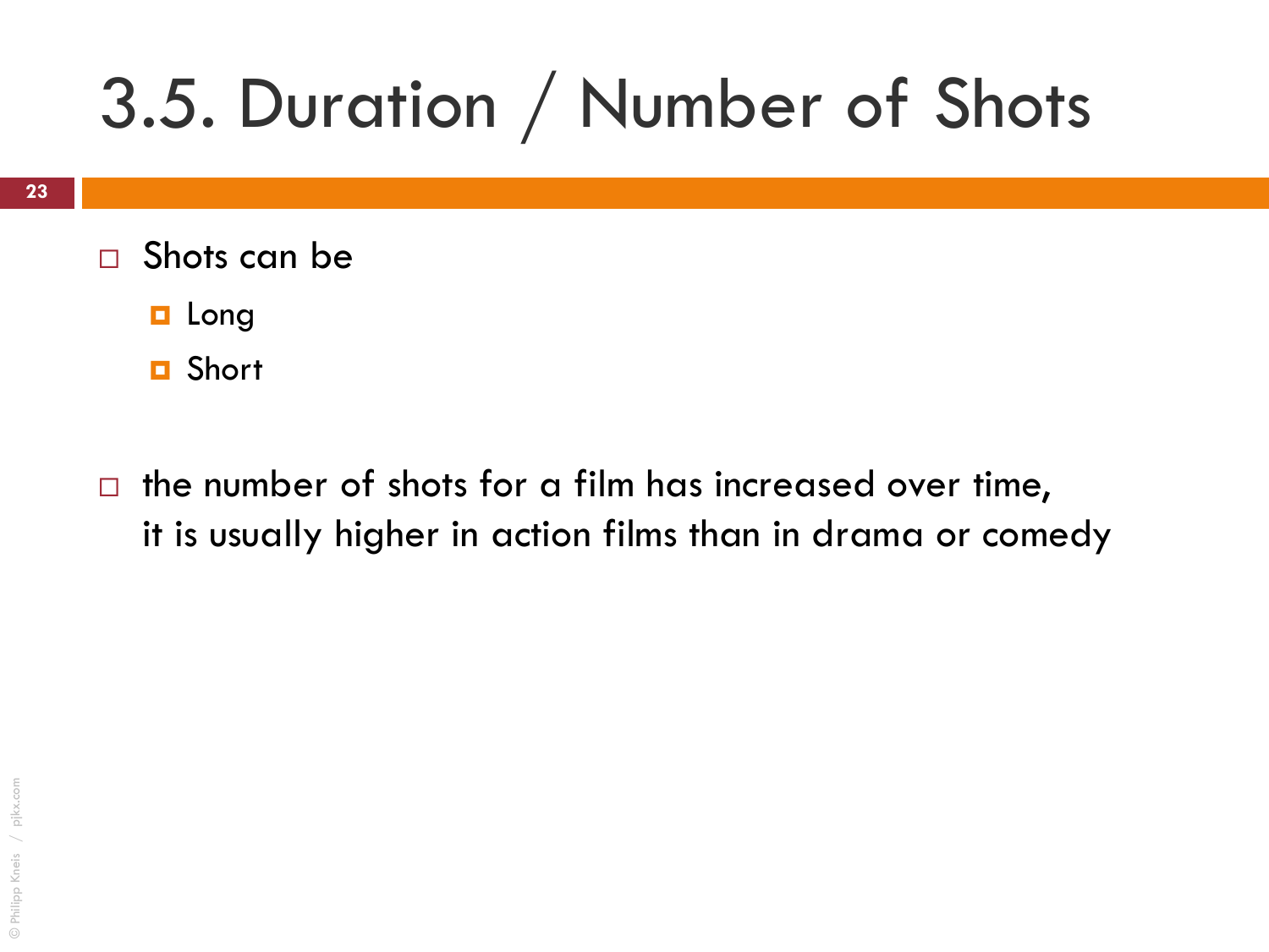# 3.5. Duration / Number of Shots

- Shots can be
  - Long
  - Short

- the number of shots for a film has increased over time, it is usually higher in action films than in drama or comedy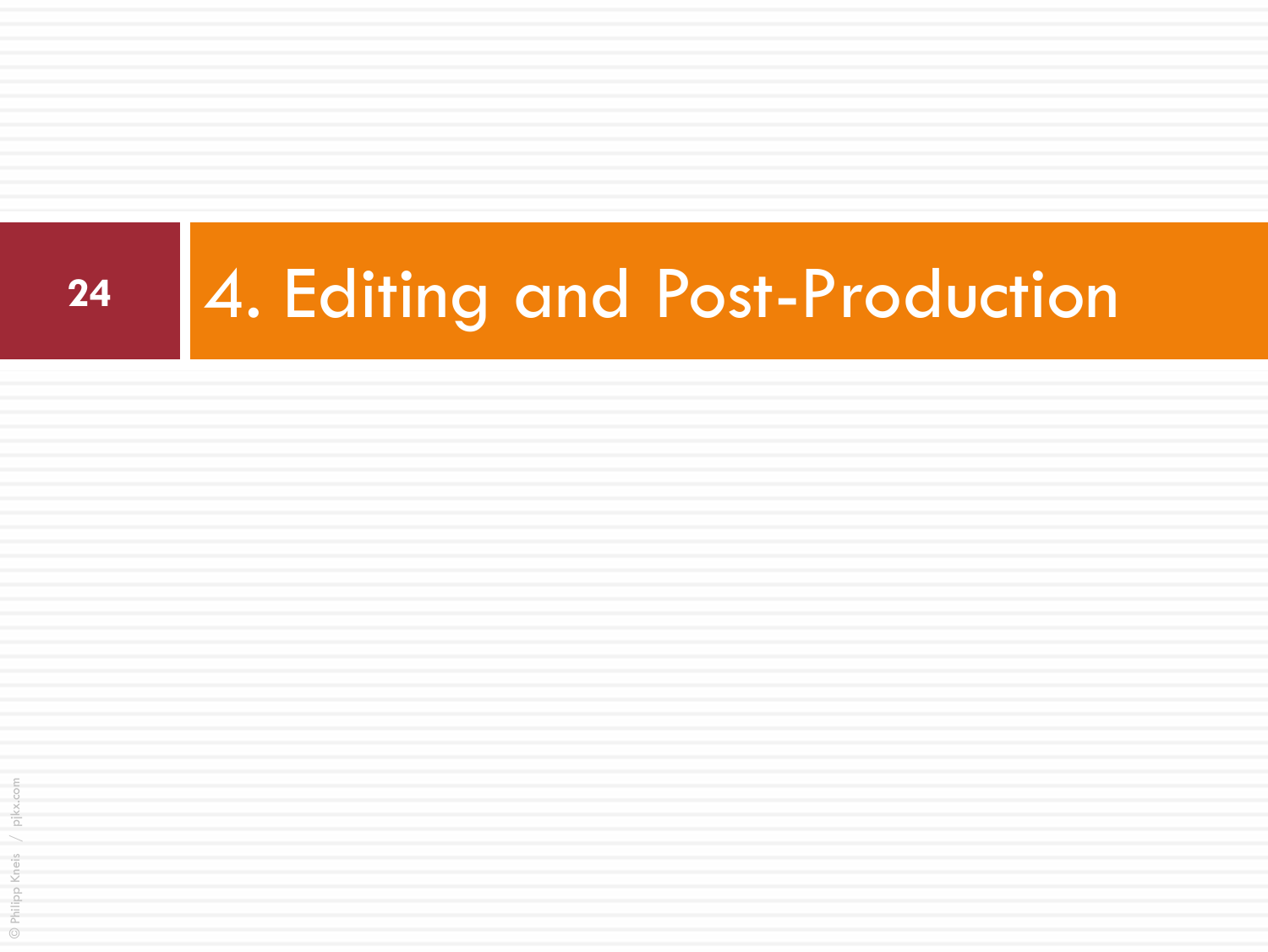# 4. Editing and Post-Production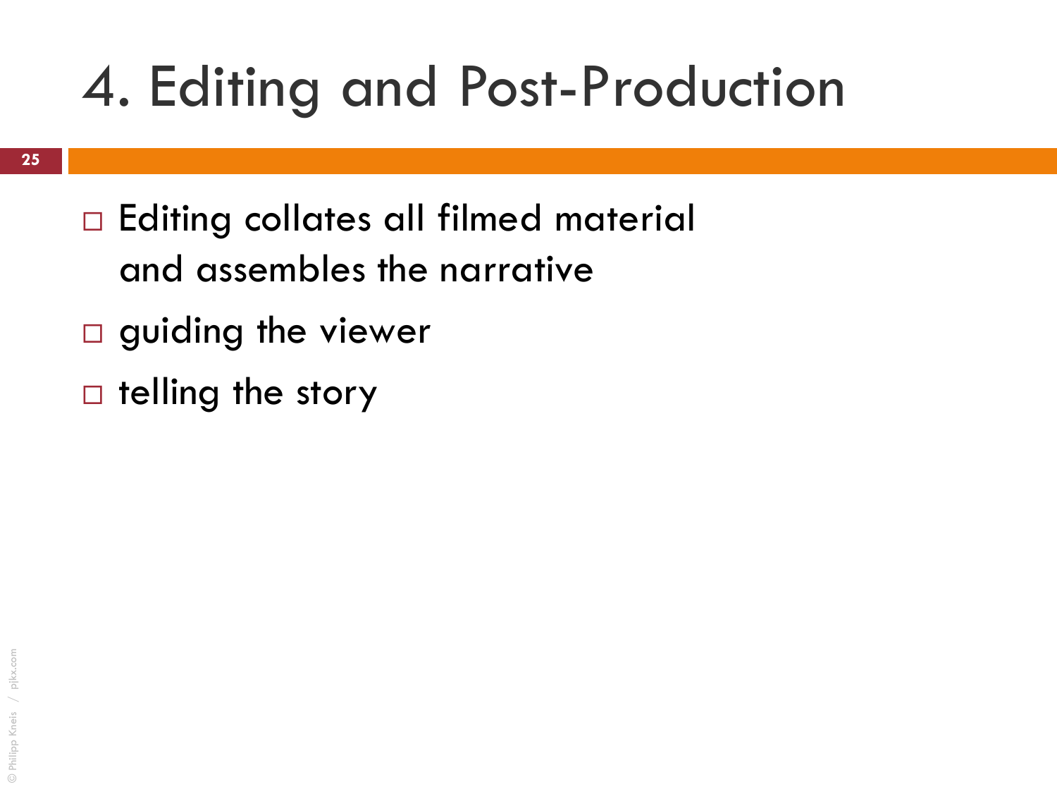# 4. Editing and Post-Production

- Editing collates all filmed material and assembles the narrative
- guiding the viewer
- telling the story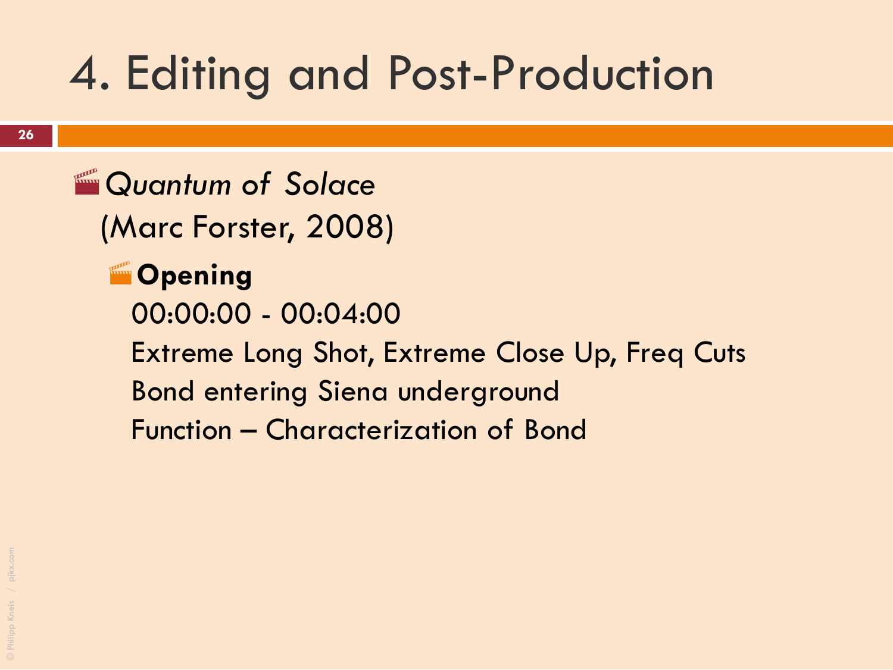# 4. Editing and Post-Production

- *Quantum of Solace*
  (Marc Forster, 2008)
  - **Opening**
    00:00:00 - 00:04:00
    Extreme Long Shot, Extreme Close Up, Freq Cuts
    Bond entering Siena underground
    Function – Characterization of Bond